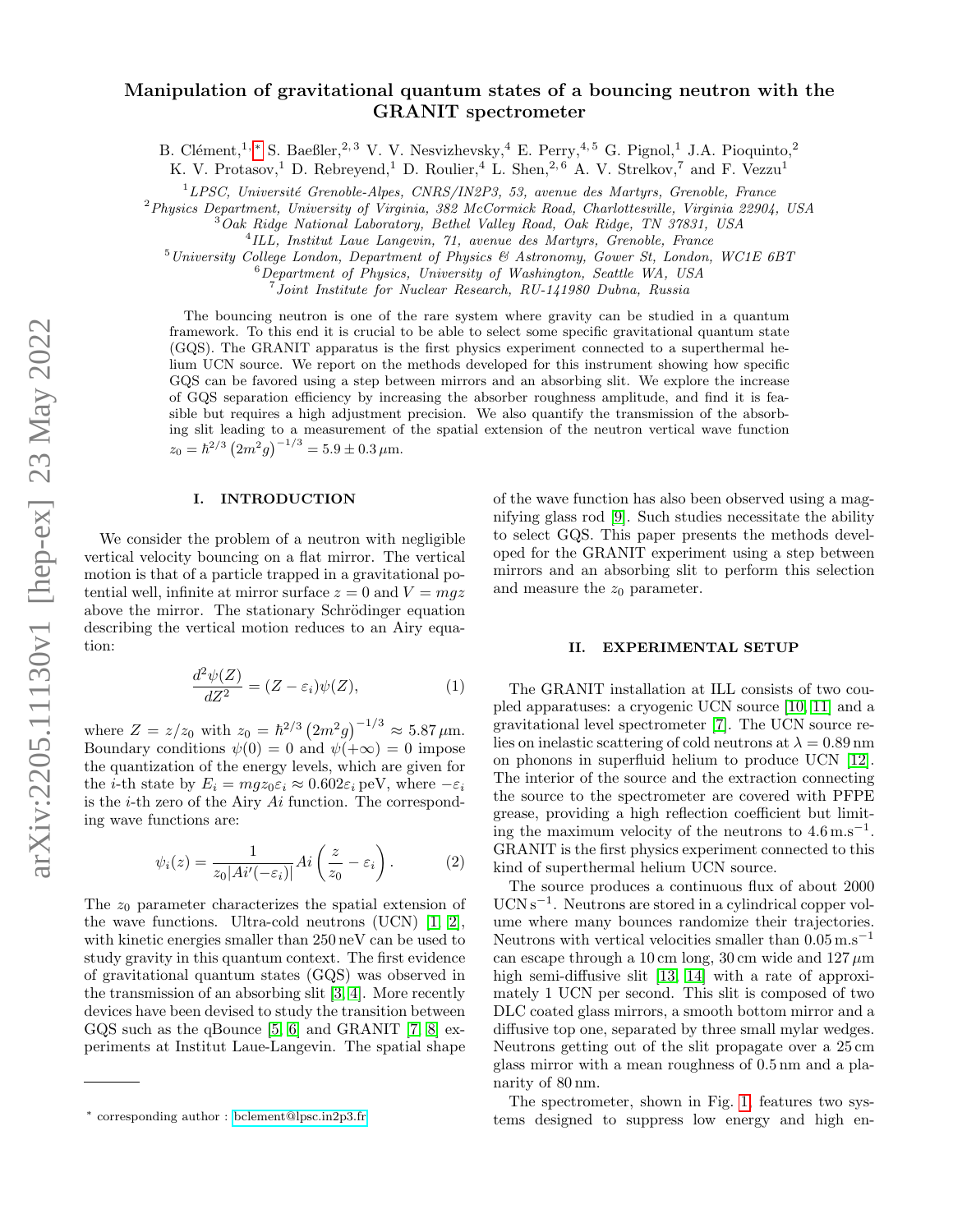# Manipulation of gravitational quantum states of a bouncing neutron with the GRANIT spectrometer

B. Clément,[1,*] S. Baeßler,[2,3] V. V. Nesvizhevsky,[4] E. Perry,[4,5] G. Pignol,[1] J.A. Pioquinto,[2] K. V. Protasov,[1] D. Rebreyend,[1] D. Roulier,[4] L. Shen,[2,6] A. V. Strelkov,[7] and F. Vezzu[1]

[1] LPSC, Université Grenoble-Alpes, CNRS/IN2P3, 53, avenue des Martyrs, Grenoble, France
[2] Physics Department, University of Virginia, 382 McCormick Road, Charlottesville, Virginia 22904, USA
[3] Oak Ridge National Laboratory, Bethel Valley Road, Oak Ridge, TN 37831, USA
[4] ILL, Institut Laue Langevin, 71, avenue des Martyrs, Grenoble, France
[5] University College London, Department of Physics & Astronomy, Gower St, London, WC1E 6BT
[6] Department of Physics, University of Washington, Seattle WA, USA
[7] Joint Institute for Nuclear Research, RU-141980 Dubna, Russia

The bouncing neutron is one of the rare system where gravity can be studied in a quantum framework. To this end it is crucial to be able to select some specific gravitational quantum state (GQS). The GRANIT apparatus is the first physics experiment connected to a superthermal helium UCN source. We report on the methods developed for this instrument showing how specific GQS can be favored using a step between mirrors and an absorbing slit. We explore the increase of GQS separation efficiency by increasing the absorber roughness amplitude, and find it is feasible but requires a high adjustment precision. We also quantify the transmission of the absorbing slit leading to a measurement of the spatial extension of the neutron vertical wave function $z_0 = \hbar^{2/3}\left(2m^2g\right)^{-1/3} = 5.9 \pm 0.3\,\mu$m.

## I. INTRODUCTION

We consider the problem of a neutron with negligible vertical velocity bouncing on a flat mirror. The vertical motion is that of a particle trapped in a gravitational potential well, infinite at mirror surface $z = 0$ and $V = mgz$ above the mirror. The stationary Schrödinger equation describing the vertical motion reduces to an Airy equation:

$$\frac{d^2\psi(Z)}{dZ^2} = (Z - \varepsilon_i)\psi(Z), \tag{1}$$

where $Z = z/z_0$ with $z_0 = \hbar^{2/3}\left(2m^2g\right)^{-1/3} \approx 5.87\,\mu$m. Boundary conditions $\psi(0) = 0$ and $\psi(+\infty) = 0$ impose the quantization of the energy levels, which are given for the $i$-th state by $E_i = mgz_0\varepsilon_i \approx 0.602\varepsilon_i$ peV, where $-\varepsilon_i$ is the $i$-th zero of the Airy $Ai$ function. The corresponding wave functions are:

$$\psi_i(z) = \frac{1}{z_0|Ai'(-\varepsilon_i)|} Ai\left(\frac{z}{z_0} - \varepsilon_i\right). \tag{2}$$

The $z_0$ parameter characterizes the spatial extension of the wave functions. Ultra-cold neutrons (UCN) [1, 2], with kinetic energies smaller than 250 neV can be used to study gravity in this quantum context. The first evidence of gravitational quantum states (GQS) was observed in the transmission of an absorbing slit [3, 4]. More recently devices have been devised to study the transition between GQS such as the qBounce [5, 6] and GRANIT [7, 8] experiments at Institut Laue-Langevin. The spatial shape of the wave function has also been observed using a magnifying glass rod [9]. Such studies necessitate the ability to select GQS. This paper presents the methods developed for the GRANIT experiment using a step between mirrors and an absorbing slit to perform this selection and measure the $z_0$ parameter.

## II. EXPERIMENTAL SETUP

The GRANIT installation at ILL consists of two coupled apparatuses: a cryogenic UCN source [10, 11] and a gravitational level spectrometer [7]. The UCN source relies on inelastic scattering of cold neutrons at $\lambda = 0.89$ nm on phonons in superfluid helium to produce UCN [12]. The interior of the source and the extraction connecting the source to the spectrometer are covered with PFPE grease, providing a high reflection coefficient but limiting the maximum velocity of the neutrons to 4.6 m.s$^{-1}$. GRANIT is the first physics experiment connected to this kind of superthermal helium UCN source.

The source produces a continuous flux of about 2000 UCN s$^{-1}$. Neutrons are stored in a cylindrical copper volume where many bounces randomize their trajectories. Neutrons with vertical velocities smaller than 0.05 m.s$^{-1}$ can escape through a 10 cm long, 30 cm wide and 127 $\mu$m high semi-diffusive slit [13, 14] with a rate of approximately 1 UCN per second. This slit is composed of two DLC coated glass mirrors, a smooth bottom mirror and a diffusive top one, separated by three small mylar wedges. Neutrons getting out of the slit propagate over a 25 cm glass mirror with a mean roughness of 0.5 nm and a planarity of 80 nm.

The spectrometer, shown in Fig. 1, features two systems designed to suppress low energy and high en-

* corresponding author : bclement@lpsc.in2p3.fr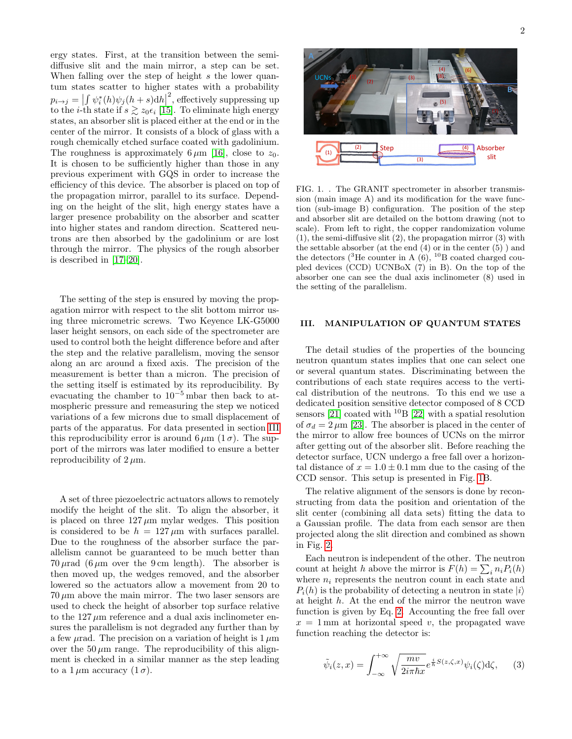ergy states. First, at the transition between the semi-diffusive slit and the main mirror, a step can be set. When falling over the step of height $s$ the lower quantum states scatter to higher states with a probability $p_{i\to j} = \left|\int \psi_i^*(h)\psi_j(h+s)\mathrm{d}h\right|^2$, effectively suppressing up to the $i$-th state if $s \gtrsim z_0\epsilon_i$ [15]. To eliminate high energy states, an absorber slit is placed either at the end or in the center of the mirror. It consists of a block of glass with a rough chemically etched surface coated with gadolinium. The roughness is approximately $6\,\mu$m [16], close to $z_0$. It is chosen to be sufficiently higher than those in any previous experiment with GQS in order to increase the efficiency of this device. The absorber is placed on top of the propagation mirror, parallel to its surface. Depending on the height of the slit, high energy states have a larger presence probability on the absorber and scatter into higher states and random direction. Scattered neutrons are then absorbed by the gadolinium or are lost through the mirror. The physics of the rough absorber is described in [17–20].

The setting of the step is ensured by moving the propagation mirror with respect to the slit bottom mirror using three micrometric screws. Two Keyence LK-G5000 laser height sensors, on each side of the spectrometer are used to control both the height difference before and after the step and the relative parallelism, moving the sensor along an arc around a fixed axis. The precision of the measurement is better than a micron. The precision of the setting itself is estimated by its reproducibility. By evacuating the chamber to $10^{-5}$ mbar then back to atmospheric pressure and remeasuring the step we noticed variations of a few microns due to small displacement of parts of the apparatus. For data presented in section III this reproducibility error is around $6\,\mu$m ($1\,\sigma$). The support of the mirrors was later modified to ensure a better reproducibility of $2\,\mu$m.

A set of three piezoelectric actuators allows to remotely modify the height of the slit. To align the absorber, it is placed on three $127\,\mu$m mylar wedges. This position is considered to be $h = 127\,\mu$m with surfaces parallel. Due to the roughness of the absorber surface the parallelism cannot be guaranteed to be much better than $70\,\mu$rad ($6\,\mu$m over the 9 cm length). The absorber is then moved up, the wedges removed, and the absorber lowered so the actuators allow a movement from 20 to $70\,\mu$m above the main mirror. The two laser sensors are used to check the height of absorber top surface relative to the $127\,\mu$m reference and a dual axis inclinometer ensures the parallelism is not degraded any further than by a few $\mu$rad. The precision on a variation of height is $1\,\mu$m over the $50\,\mu$m range. The reproducibility of this alignment is checked in a similar manner as the step leading to a $1\,\mu$m accuracy ($1\,\sigma$).

FIG. 1. . The GRANIT spectrometer in absorber transmission (main image A) and its modification for the wave function (sub-image B) configuration. The position of the step and absorber slit are detailed on the bottom drawing (not to scale). From left to right, the copper randomization volume (1), the semi-diffusive slit (2), the propagation mirror (3) with the settable absorber (at the end (4) or in the center (5) ) and the detectors ($^3$He counter in A (6), $^{10}$B coated charged coupled devices (CCD) UCNBoX (7) in B). On the top of the absorber one can see the dual axis inclinometer (8) used in the setting of the parallelism.

## III. MANIPULATION OF QUANTUM STATES

The detail studies of the properties of the bouncing neutron quantum states implies that one can select one or several quantum states. Discriminating between the contributions of each state requires access to the vertical distribution of the neutrons. To this end we use a dedicated position sensitive detector composed of 8 CCD sensors [21] coated with $^{10}$B [22] with a spatial resolution of $\sigma_d = 2\,\mu$m [23]. The absorber is placed in the center of the mirror to allow free bounces of UCNs on the mirror after getting out of the absorber slit. Before reaching the detector surface, UCN undergo a free fall over a horizontal distance of $x = 1.0 \pm 0.1$ mm due to the casing of the CCD sensor. This setup is presented in Fig. 1B.

The relative alignment of the sensors is done by reconstructing from data the position and orientation of the slit center (combining all data sets) fitting the data to a Gaussian profile. The data from each sensor are then projected along the slit direction and combined as shown in Fig. 2.

Each neutron is independent of the other. The neutron count at height $h$ above the mirror is $F(h) = \sum_i n_i P_i(h)$ where $n_i$ represents the neutron count in each state and $P_i(h)$ is the probability of detecting a neutron in state $|i\rangle$ at height $h$. At the end of the mirror the neutron wave function is given by Eq. 2. Accounting the free fall over $x = 1$ mm at horizontal speed $v$, the propagated wave function reaching the detector is:

$$\tilde{\psi}_i(z,x) = \int_{-\infty}^{+\infty} \sqrt{\frac{mv}{2i\pi\hbar x}}\, e^{\frac{i}{\hbar}S(z,\zeta,x)}\psi_i(\zeta)\mathrm{d}\zeta, \quad (3)$$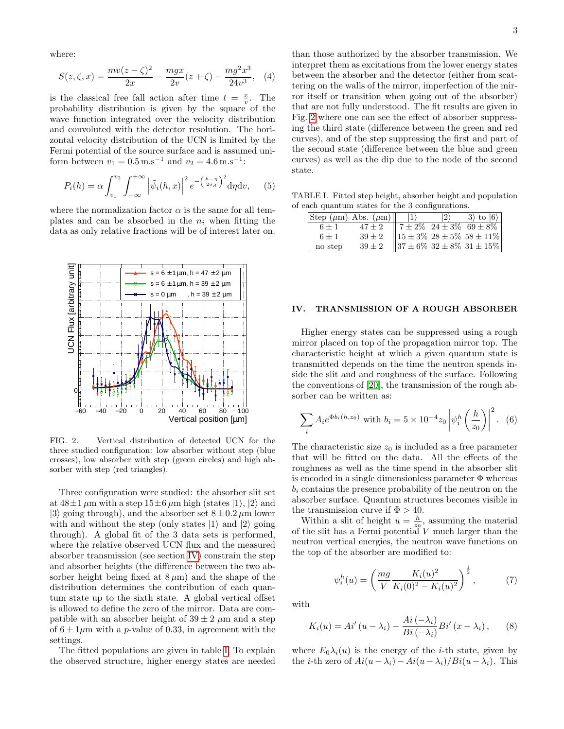where:

$$S(z, \zeta, x) = \frac{mv(z-\zeta)^2}{2x} - \frac{mgx}{2v}(z+\zeta) - \frac{mg^2x^3}{24v^3}, \quad (4)$$

is the classical free fall action after time $t = \frac{x}{v}$. The probability distribution is given by the square of the wave function integrated over the velocity distribution and convoluted with the detector resolution. The horizontal velocity distribution of the UCN is limited by the Fermi potential of the source surface and is assumed uniform between $v_1 = 0.5\,\mathrm{m.s^{-1}}$ and $v_2 = 4.6\,\mathrm{m.s^{-1}}$:

$$P_i(h) = \alpha \int_{v_1}^{v_2} \int_{-\infty}^{+\infty} \left| \tilde{\psi}_i(h, x) \right|^2 e^{-\left(\frac{h-\eta}{2\sigma_d}\right)^2} \mathrm{d}\eta \mathrm{d}v, \quad (5)$$

where the normalization factor $\alpha$ is the same for all templates and can be absorbed in the $n_i$ when fitting the data as only relative fractions will be of interest later on.

FIG. 2. Vertical distribution of detected UCN for the three studied configuration: low absorber without step (blue crosses), low absorber with step (green circles) and high absorber with step (red triangles).

Three configuration were studied: the absorber slit set at $48 \pm 1\,\mu$m with a step $15 \pm 6\,\mu$m high (states $|1\rangle$, $|2\rangle$ and $|3\rangle$ going through), and the absorber set $8 \pm 0.2\,\mu$m lower with and without the step (only states $|1\rangle$ and $|2\rangle$ going through). A global fit of the 3 data sets is performed, where the relative observed UCN flux and the measured absorber transmission (see section IV) constrain the step and absorber heights (the difference between the two absorber height being fixed at $8\,\mu$m) and the shape of the distribution determines the contribution of each quantum state up to the sixth state. A global vertical offset is allowed to define the zero of the mirror. Data are compatible with an absorber height of $39 \pm 2\,\mu$m and a step of $6 \pm 1\mu$m with a $p$-value of 0.33, in agreement with the settings.

The fitted populations are given in table I. To explain the observed structure, higher energy states are needed than those authorized by the absorber transmission. We interpret them as excitations from the lower energy states between the absorber and the detector (either from scattering on the walls of the mirror, imperfection of the mirror itself or transition when going out of the absorber) that are not fully understood. The fit results are given in Fig. 2 where one can see the effect of absorber suppressing the third state (difference between the green and red curves), and of the step suppressing the first and part of the second state (difference between the blue and green curves) as well as the dip due to the node of the second state.

TABLE I. Fitted step height, absorber height and population of each quantum states for the 3 configurations.

| Step ($\mu$m) | Abs. ($\mu$m) | $\|1\rangle$ | $\|2\rangle$ | $\|3\rangle$ to $\|6\rangle$ |
|---|---|---|---|---|
| $6 \pm 1$ | $47 \pm 2$ | $7 \pm 2\%$ | $24 \pm 3\%$ | $69 \pm 8\%$ |
| $6 \pm 1$ | $39 \pm 2$ | $15 \pm 3\%$ | $28 \pm 5\%$ | $58 \pm 11\%$ |
| no step | $39 \pm 2$ | $37 \pm 6\%$ | $32 \pm 8\%$ | $31 \pm 15\%$ |

## IV. TRANSMISSION OF A ROUGH ABSORBER

Higher energy states can be suppressed using a rough mirror placed on top of the propagation mirror top. The characteristic height at which a given quantum state is transmitted depends on the time the neutron spends inside the slit and and roughness of the surface. Following the conventions of [20], the transmission of the rough absorber can be written as:

$$\sum_i A_i e^{\Phi b_i(h, z_0)} \text{ with } b_i = 5 \times 10^{-4} z_0 \left| \psi_i^h \left( \frac{h}{z_0} \right) \right|^2. \quad (6)$$

The characteristic size $z_0$ is included as a free parameter that will be fitted on the data. All the effects of the roughness as well as the time spend in the absorber slit is encoded in a single dimensionless parameter $\Phi$ whereas $b_i$ contains the presence probability of the neutron on the absorber surface. Quantum structures becomes visible in the transmission curve if $\Phi > 40$.

Within a slit of height $u = \frac{h}{z_0}$, assuming the material of the slit has a Fermi potential $V$ much larger than the neutron vertical energies, the neutron wave functions on the top of the absorber are modified to:

$$\psi_i^h(u) = \left( \frac{mg}{V} \frac{K_i(u)^2}{K_i(0)^2 - K_i(u)^2} \right)^{\frac{1}{2}}, \quad (7)$$

with

$$K_i(u) = Ai'(u - \lambda_i) - \frac{Ai(-\lambda_i)}{Bi(-\lambda_i)} Bi'(x - \lambda_i), \quad (8)$$

where $E_0 \lambda_i(u)$ is the energy of the $i$-th state, given by the $i$-th zero of $Ai(u - \lambda_i) - Ai(u - \lambda_i)/Bi(u - \lambda_i)$. This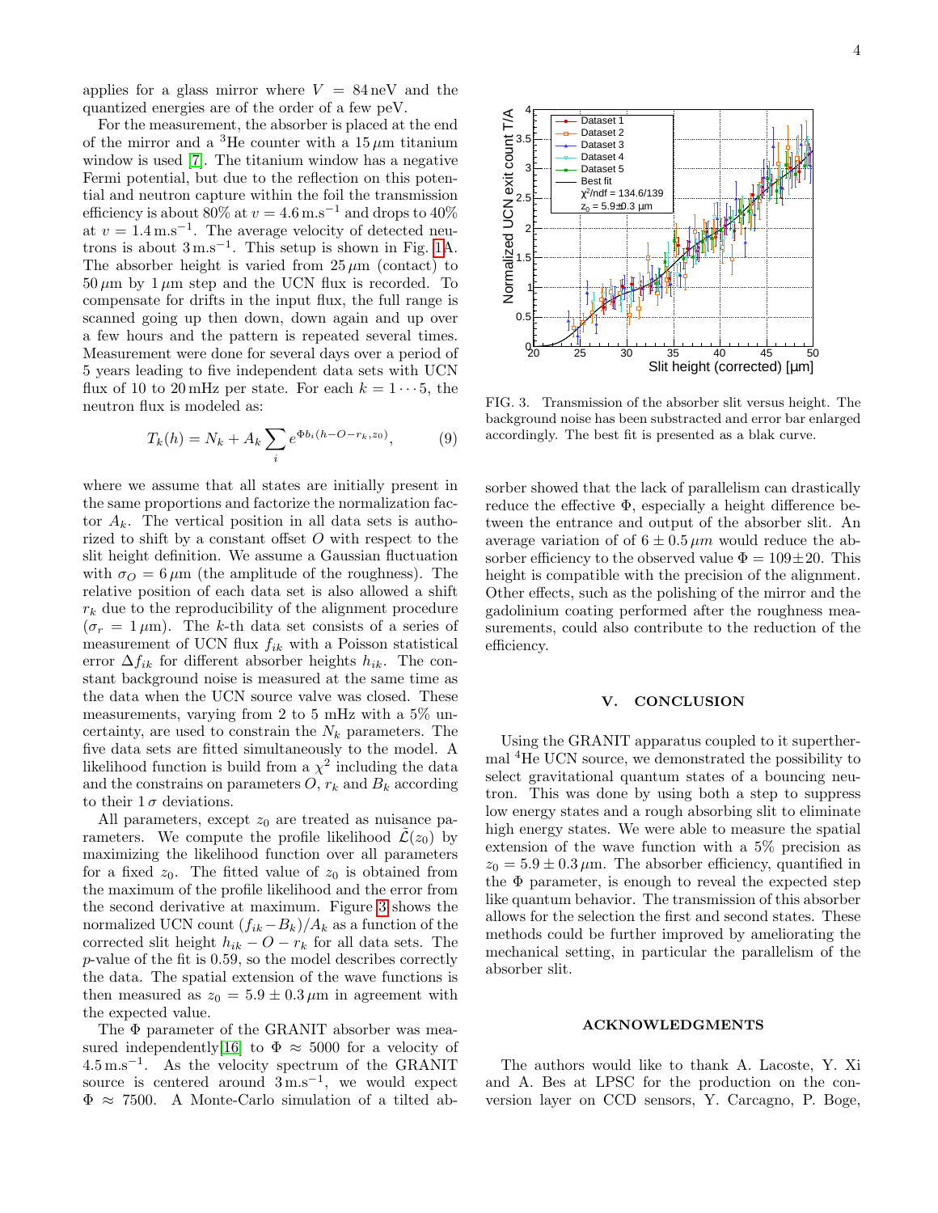applies for a glass mirror where $V = 84\,\text{neV}$ and the quantized energies are of the order of a few peV.

For the measurement, the absorber is placed at the end of the mirror and a $^3$He counter with a $15\,\mu$m titanium window is used [7]. The titanium window has a negative Fermi potential, but due to the reflection on this potential and neutron capture within the foil the transmission efficiency is about 80% at $v = 4.6\,\text{m.s}^{-1}$ and drops to 40% at $v = 1.4\,\text{m.s}^{-1}$. The average velocity of detected neutrons is about $3\,\text{m.s}^{-1}$. This setup is shown in Fig. 1A. The absorber height is varied from $25\,\mu$m (contact) to $50\,\mu$m by $1\,\mu$m step and the UCN flux is recorded. To compensate for drifts in the input flux, the full range is scanned going up then down, down again and up over a few hours and the pattern is repeated several times. Measurement were done for several days over a period of 5 years leading to five independent data sets with UCN flux of 10 to 20 mHz per state. For each $k = 1 \cdots 5$, the neutron flux is modeled as:

$$T_k(h) = N_k + A_k \sum_i e^{\Phi b_i(h-O-r_k,z_0)}, \qquad (9)$$

where we assume that all states are initially present in the same proportions and factorize the normalization factor $A_k$. The vertical position in all data sets is authorized to shift by a constant offset $O$ with respect to the slit height definition. We assume a Gaussian fluctuation with $\sigma_O = 6\,\mu$m (the amplitude of the roughness). The relative position of each data set is also allowed a shift $r_k$ due to the reproducibility of the alignment procedure ($\sigma_r = 1\,\mu$m). The $k$-th data set consists of a series of measurement of UCN flux $f_{ik}$ with a Poisson statistical error $\Delta f_{ik}$ for different absorber heights $h_{ik}$. The constant background noise is measured at the same time as the data when the UCN source valve was closed. These measurements, varying from 2 to 5 mHz with a 5% uncertainty, are used to constrain the $N_k$ parameters. The five data sets are fitted simultaneously to the model. A likelihood function is build from a $\chi^2$ including the data and the constrains on parameters $O$, $r_k$ and $B_k$ according to their $1\,\sigma$ deviations.

All parameters, except $z_0$ are treated as nuisance parameters. We compute the profile likelihood $\tilde{\mathcal{L}}(z_0)$ by maximizing the likelihood function over all parameters for a fixed $z_0$. The fitted value of $z_0$ is obtained from the maximum of the profile likelihood and the error from the second derivative at maximum. Figure 3 shows the normalized UCN count $(f_{ik} - B_k)/A_k$ as a function of the corrected slit height $h_{ik} - O - r_k$ for all data sets. The $p$-value of the fit is 0.59, so the model describes correctly the data. The spatial extension of the wave functions is then measured as $z_0 = 5.9 \pm 0.3\,\mu$m in agreement with the expected value.

The $\Phi$ parameter of the GRANIT absorber was measured independently[16] to $\Phi \approx 5000$ for a velocity of $4.5\,\text{m.s}^{-1}$. As the velocity spectrum of the GRANIT source is centered around $3\,\text{m.s}^{-1}$, we would expect $\Phi \approx 7500$. A Monte-Carlo simulation of a tilted absorber showed that the lack of parallelism can drastically reduce the effective $\Phi$, especially a height difference between the entrance and output of the absorber slit. An average variation of of $6 \pm 0.5\,\mu m$ would reduce the absorber efficiency to the observed value $\Phi = 109 \pm 20$. This height is compatible with the precision of the alignment. Other effects, such as the polishing of the mirror and the gadolinium coating performed after the roughness measurements, could also contribute to the reduction of the efficiency.

FIG. 3. Transmission of the absorber slit versus height. The background noise has been substracted and error bar enlarged accordingly. The best fit is presented as a blak curve.

## V. CONCLUSION

Using the GRANIT apparatus coupled to it superthermal $^4$He UCN source, we demonstrated the possibility to select gravitational quantum states of a bouncing neutron. This was done by using both a step to suppress low energy states and a rough absorbing slit to eliminate high energy states. We were able to measure the spatial extension of the wave function with a 5% precision as $z_0 = 5.9 \pm 0.3\,\mu$m. The absorber efficiency, quantified in the $\Phi$ parameter, is enough to reveal the expected step like quantum behavior. The transmission of this absorber allows for the selection the first and second states. These methods could be further improved by ameliorating the mechanical setting, in particular the parallelism of the absorber slit.

## ACKNOWLEDGMENTS

The authors would like to thank A. Lacoste, Y. Xi and A. Bes at LPSC for the production on the conversion layer on CCD sensors, Y. Carcagno, P. Boge,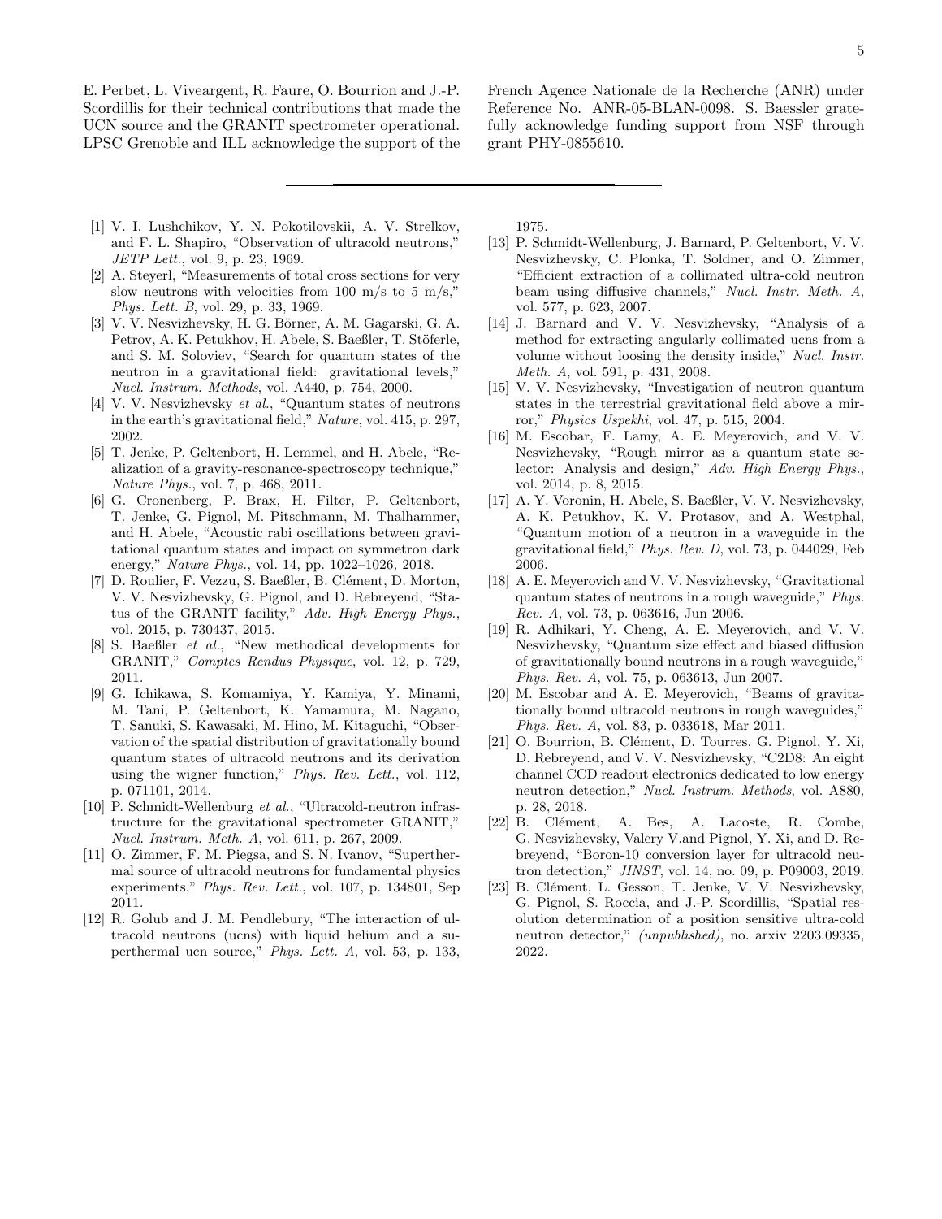E. Perbet, L. Viveargent, R. Faure, O. Bourrion and J.-P. Scordillis for their technical contributions that made the UCN source and the GRANIT spectrometer operational. LPSC Grenoble and ILL acknowledge the support of the French Agence Nationale de la Recherche (ANR) under Reference No. ANR-05-BLAN-0098. S. Baessler gratefully acknowledge funding support from NSF through grant PHY-0855610.

---

[1] V. I. Lushchikov, Y. N. Pokotilovskii, A. V. Strelkov, and F. L. Shapiro, "Observation of ultracold neutrons," *JETP Lett.*, vol. 9, p. 23, 1969.

[2] A. Steyerl, "Measurements of total cross sections for very slow neutrons with velocities from 100 m/s to 5 m/s," *Phys. Lett. B*, vol. 29, p. 33, 1969.

[3] V. V. Nesvizhevsky, H. G. Börner, A. M. Gagarski, G. A. Petrov, A. K. Petukhov, H. Abele, S. Baeßler, T. Stöferle, and S. M. Soloviev, "Search for quantum states of the neutron in a gravitational field: gravitational levels," *Nucl. Instrum. Methods*, vol. A440, p. 754, 2000.

[4] V. V. Nesvizhevsky *et al.*, "Quantum states of neutrons in the earth's gravitational field," *Nature*, vol. 415, p. 297, 2002.

[5] T. Jenke, P. Geltenbort, H. Lemmel, and H. Abele, "Realization of a gravity-resonance-spectroscopy technique," *Nature Phys.*, vol. 7, p. 468, 2011.

[6] G. Cronenberg, P. Brax, H. Filter, P. Geltenbort, T. Jenke, G. Pignol, M. Pitschmann, M. Thalhammer, and H. Abele, "Acoustic rabi oscillations between gravitational quantum states and impact on symmetron dark energy," *Nature Phys.*, vol. 14, pp. 1022–1026, 2018.

[7] D. Roulier, F. Vezzu, S. Baeßler, B. Clément, D. Morton, V. V. Nesvizhevsky, G. Pignol, and D. Rebreyend, "Status of the GRANIT facility," *Adv. High Energy Phys.*, vol. 2015, p. 730437, 2015.

[8] S. Baeßler *et al.*, "New methodical developments for GRANIT," *Comptes Rendus Physique*, vol. 12, p. 729, 2011.

[9] G. Ichikawa, S. Komamiya, Y. Kamiya, Y. Minami, M. Tani, P. Geltenbort, K. Yamamura, M. Nagano, T. Sanuki, S. Kawasaki, M. Hino, M. Kitaguchi, "Observation of the spatial distribution of gravitationally bound quantum states of ultracold neutrons and its derivation using the wigner function," *Phys. Rev. Lett.*, vol. 112, p. 071101, 2014.

[10] P. Schmidt-Wellenburg *et al.*, "Ultracold-neutron infrastructure for the gravitational spectrometer GRANIT," *Nucl. Instrum. Meth. A*, vol. 611, p. 267, 2009.

[11] O. Zimmer, F. M. Piegsa, and S. N. Ivanov, "Superthermal source of ultracold neutrons for fundamental physics experiments," *Phys. Rev. Lett.*, vol. 107, p. 134801, Sep 2011.

[12] R. Golub and J. M. Pendlebury, "The interaction of ultracold neutrons (ucns) with liquid helium and a superthermal ucn source," *Phys. Lett. A*, vol. 53, p. 133, 1975.

[13] P. Schmidt-Wellenburg, J. Barnard, P. Geltenbort, V. V. Nesvizhevsky, C. Plonka, T. Soldner, and O. Zimmer, "Efficient extraction of a collimated ultra-cold neutron beam using diffusive channels," *Nucl. Instr. Meth. A*, vol. 577, p. 623, 2007.

[14] J. Barnard and V. V. Nesvizhevsky, "Analysis of a method for extracting angularly collimated ucns from a volume without loosing the density inside," *Nucl. Instr. Meth. A*, vol. 591, p. 431, 2008.

[15] V. V. Nesvizhevsky, "Investigation of neutron quantum states in the terrestrial gravitational field above a mirror," *Physics Uspekhi*, vol. 47, p. 515, 2004.

[16] M. Escobar, F. Lamy, A. E. Meyerovich, and V. V. Nesvizhevsky, "Rough mirror as a quantum state selector: Analysis and design," *Adv. High Energy Phys.*, vol. 2014, p. 8, 2015.

[17] A. Y. Voronin, H. Abele, S. Baeßler, V. V. Nesvizhevsky, A. K. Petukhov, K. V. Protasov, and A. Westphal, "Quantum motion of a neutron in a waveguide in the gravitational field," *Phys. Rev. D*, vol. 73, p. 044029, Feb 2006.

[18] A. E. Meyerovich and V. V. Nesvizhevsky, "Gravitational quantum states of neutrons in a rough waveguide," *Phys. Rev. A*, vol. 73, p. 063616, Jun 2006.

[19] R. Adhikari, Y. Cheng, A. E. Meyerovich, and V. V. Nesvizhevsky, "Quantum size effect and biased diffusion of gravitationally bound neutrons in a rough waveguide," *Phys. Rev. A*, vol. 75, p. 063613, Jun 2007.

[20] M. Escobar and A. E. Meyerovich, "Beams of gravitationally bound ultracold neutrons in rough waveguides," *Phys. Rev. A*, vol. 83, p. 033618, Mar 2011.

[21] O. Bourrion, B. Clément, D. Tourres, G. Pignol, Y. Xi, D. Rebreyend, and V. V. Nesvizhevsky, "C2D8: An eight channel CCD readout electronics dedicated to low energy neutron detection," *Nucl. Instrum. Methods*, vol. A880, p. 28, 2018.

[22] B. Clément, A. Bes, A. Lacoste, R. Combe, G. Nesvizhevsky, Valery V.and Pignol, Y. Xi, and D. Rebreyend, "Boron-10 conversion layer for ultracold neutron detection," *JINST*, vol. 14, no. 09, p. P09003, 2019.

[23] B. Clément, L. Gesson, T. Jenke, V. V. Nesvizhevsky, G. Pignol, S. Roccia, and J.-P. Scordillis, "Spatial resolution determination of a position sensitive ultra-cold neutron detector," *(unpublished)*, no. arxiv 2203.09335, 2022.